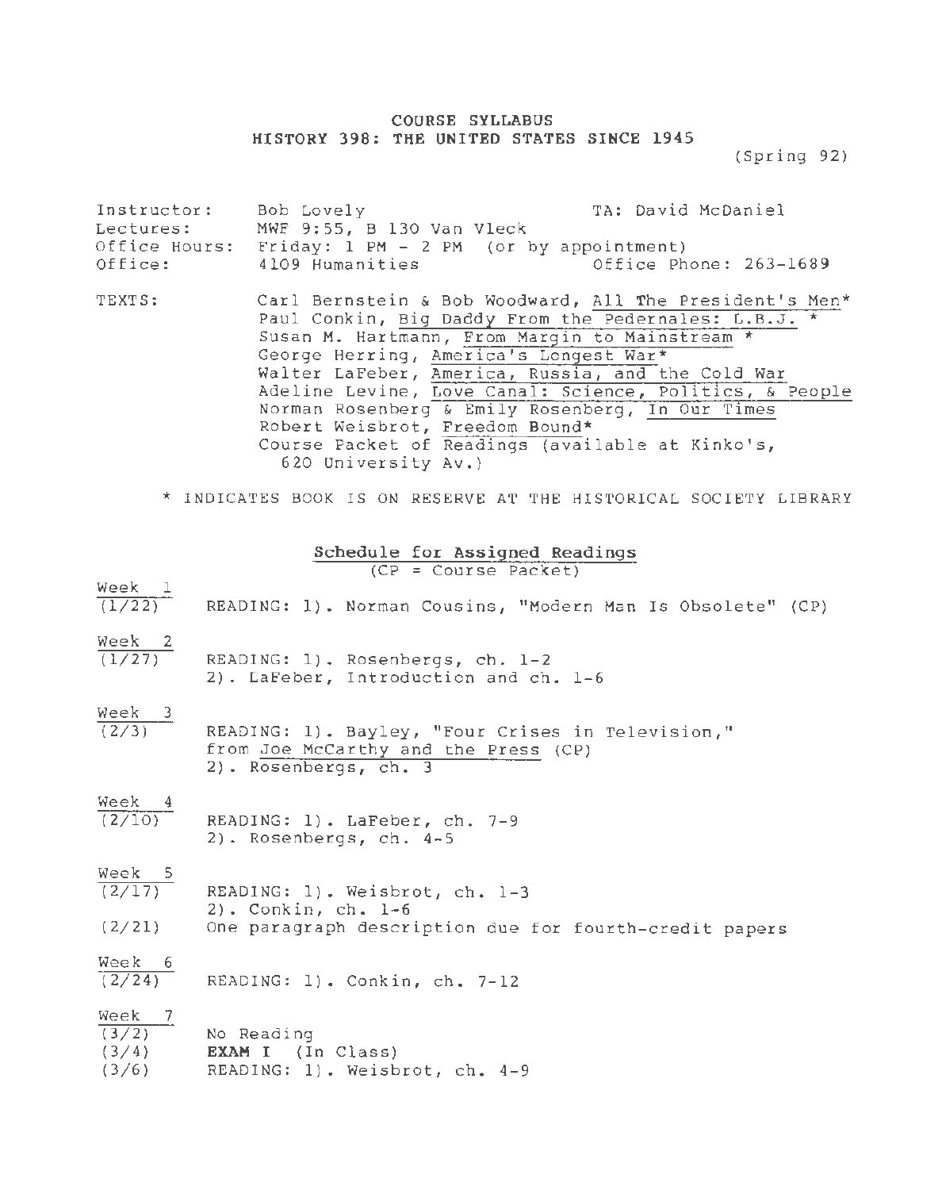# COURSE SYLLABUS
## HISTORY 398: THE UNITED STATES SINCE 1945

(Spring 92)

Instructor: Bob Lovely  TA: David McDaniel
Lectures: MWF 9:55, B 130 Van Vleck
Office Hours: Friday: 1 PM - 2 PM (or by appointment)
Office: 4109 Humanities  Office Phone: 263-1689

TEXTS:
- Carl Bernstein & Bob Woodward, All The President's Men*
- Paul Conkin, Big Daddy From the Pedernales: L.B.J. *
- Susan M. Hartmann, From Margin to Mainstream *
- George Herring, America's Longest War*
- Walter LaFeber, America, Russia, and the Cold War
- Adeline Levine, Love Canal: Science, Politics, & People
- Norman Rosenberg & Emily Rosenberg, In Our Times
- Robert Weisbrot, Freedom Bound*
- Course Packet of Readings (available at Kinko's, 620 University Av.)

\* INDICATES BOOK IS ON RESERVE AT THE HISTORICAL SOCIETY LIBRARY

## Schedule for Assigned Readings
(CP = Course Packet)

**Week 1**
(1/22) READING: 1). Norman Cousins, "Modern Man Is Obsolete" (CP)

**Week 2**
(1/27) READING: 1). Rosenbergs, ch. 1-2
2). LaFeber, Introduction and ch. 1-6

**Week 3**
(2/3) READING: 1). Bayley, "Four Crises in Television," from Joe McCarthy and the Press (CP)
2). Rosenbergs, ch. 3

**Week 4**
(2/10) READING: 1). LaFeber, ch. 7-9
2). Rosenbergs, ch. 4-5

**Week 5**
(2/17) READING: 1). Weisbrot, ch. 1-3
2). Conkin, ch. 1-6
(2/21) One paragraph description due for fourth-credit papers

**Week 6**
(2/24) READING: 1). Conkin, ch. 7-12

**Week 7**
(3/2) No Reading
(3/4) **EXAM I** (In Class)
(3/6) READING: 1). Weisbrot, ch. 4-9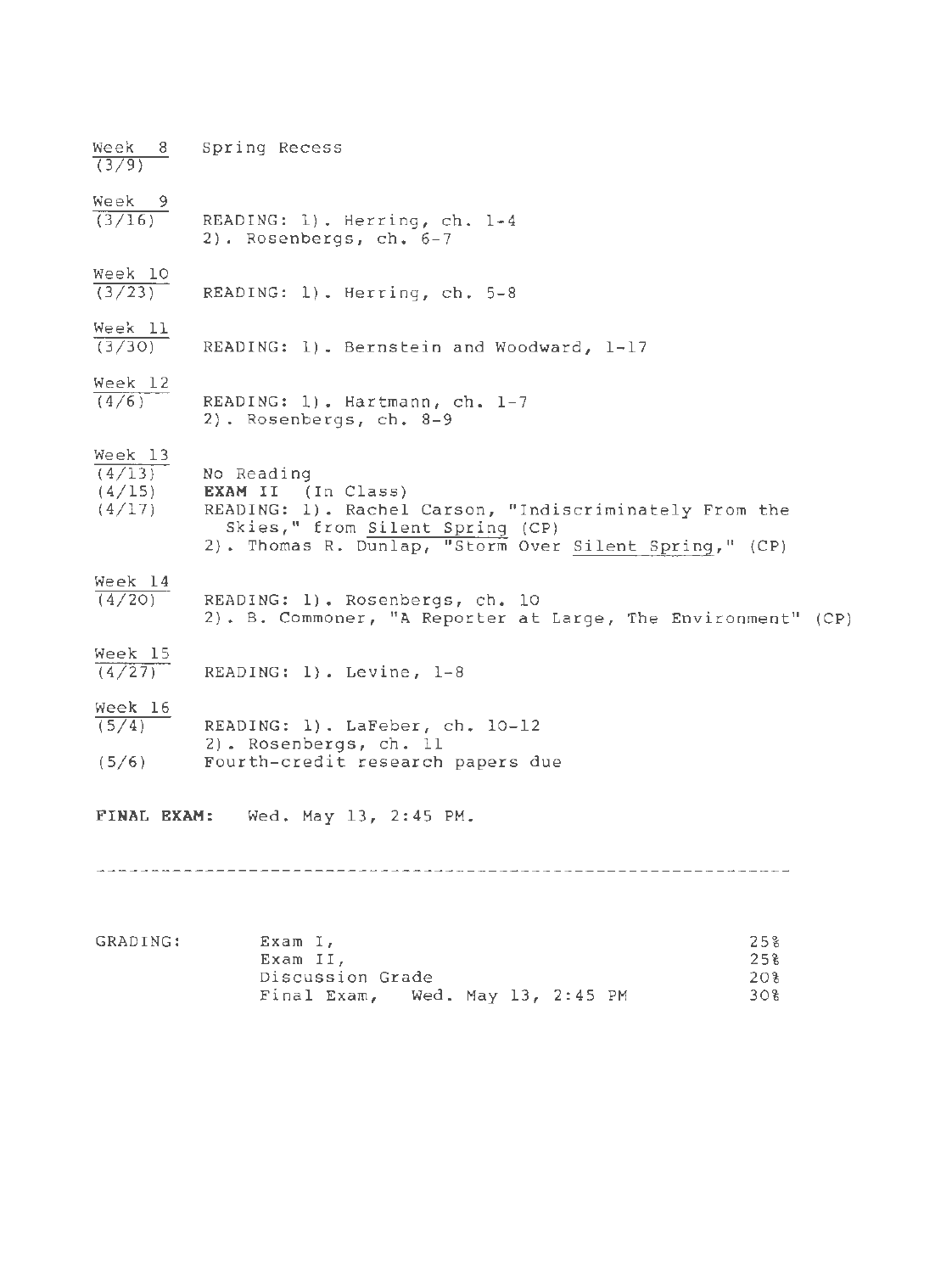Week 8 (3/9) Spring Recess

Week 9 (3/16) READING: 1). Herring, ch. 1-4
2). Rosenbergs, ch. 6-7

Week 10 (3/23) READING: 1). Herring, ch. 5-8

Week 11 (3/30) READING: 1). Bernstein and Woodward, 1-17

Week 12 (4/6) READING: 1). Hartmann, ch. 1-7
2). Rosenbergs, ch. 8-9

Week 13
(4/13) No Reading
(4/15) **EXAM II** (In Class)
(4/17) READING: 1). Rachel Carson, "Indiscriminately From the Skies," from Silent Spring (CP)
2). Thomas R. Dunlap, "Storm Over Silent Spring," (CP)

Week 14 (4/20) READING: 1). Rosenbergs, ch. 10
2). B. Commoner, "A Reporter at Large, The Environment" (CP)

Week 15 (4/27) READING: 1). Levine, 1-8

Week 16 (5/4) READING: 1). LaFeber, ch. 10-12
2). Rosenbergs, ch. 11
(5/6) Fourth-credit research papers due

**FINAL EXAM:** Wed. May 13, 2:45 PM.

---

GRADING:

| | |
|---|---|
| Exam I, | 25% |
| Exam II, | 25% |
| Discussion Grade | 20% |
| Final Exam, Wed. May 13, 2:45 PM | 30% |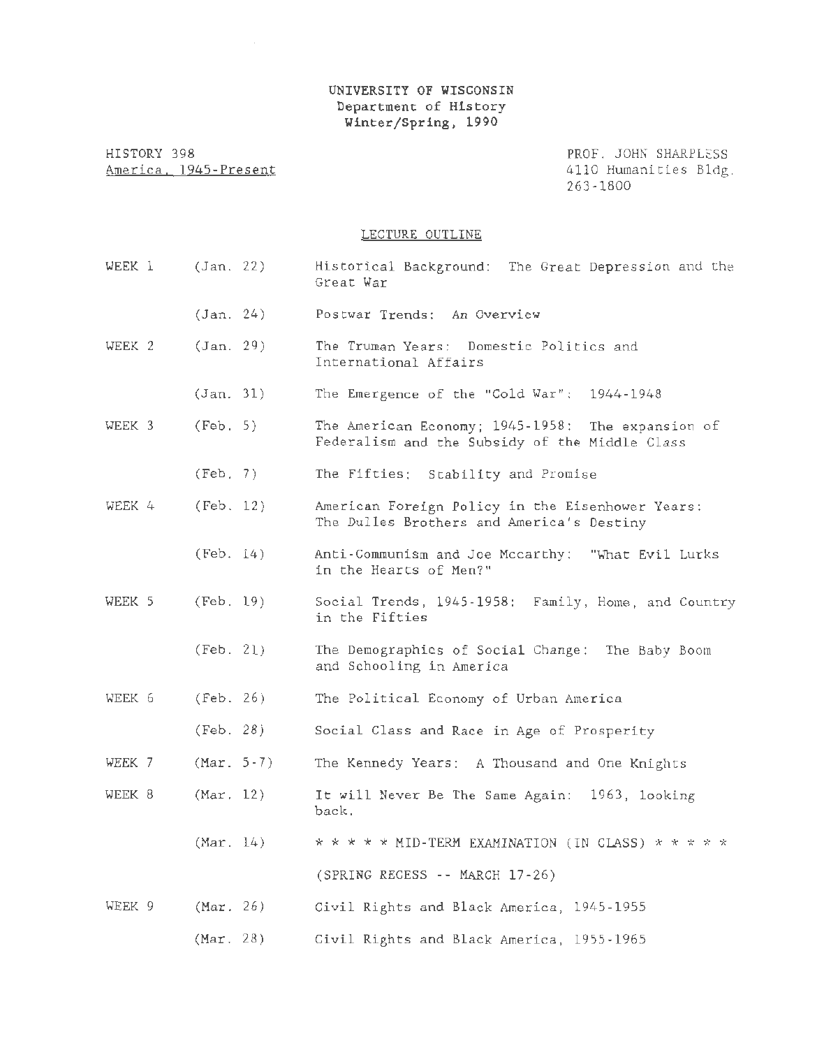UNIVERSITY OF WISCONSIN
Department of History
Winter/Spring, 1990

HISTORY 398
America, 1945-Present

PROF. JOHN SHARPLESS
4110 Humanities Bldg.
263-1800

## LECTURE OUTLINE

| | | |
|---|---|---|
| WEEK 1 | (Jan. 22) | Historical Background: The Great Depression and the Great War |
| | (Jan. 24) | Postwar Trends: An Overview |
| WEEK 2 | (Jan. 29) | The Truman Years: Domestic Politics and International Affairs |
| | (Jan. 31) | The Emergence of the "Cold War": 1944-1948 |
| WEEK 3 | (Feb. 5) | The American Economy; 1945-1958: The expansion of Federalism and the Subsidy of the Middle Class |
| | (Feb. 7) | The Fifties: Stability and Promise |
| WEEK 4 | (Feb. 12) | American Foreign Policy in the Eisenhower Years: The Dulles Brothers and America's Destiny |
| | (Feb. 14) | Anti-Communism and Joe Mccarthy: "What Evil Lurks in the Hearts of Men?" |
| WEEK 5 | (Feb. 19) | Social Trends, 1945-1958: Family, Home, and Country in the Fifties |
| | (Feb. 21) | The Demographics of Social Change: The Baby Boom and Schooling in America |
| WEEK 6 | (Feb. 26) | The Political Economy of Urban America |
| | (Feb. 28) | Social Class and Race in Age of Prosperity |
| WEEK 7 | (Mar. 5-7) | The Kennedy Years: A Thousand and One Knights |
| WEEK 8 | (Mar. 12) | It will Never Be The Same Again: 1963, looking back. |
| | (Mar. 14) | * * * * * MID-TERM EXAMINATION (IN CLASS) * * * * * |
| | | (SPRING RECESS -- MARCH 17-26) |
| WEEK 9 | (Mar. 26) | Civil Rights and Black America, 1945-1955 |
| | (Mar. 28) | Civil Rights and Black America, 1955-1965 |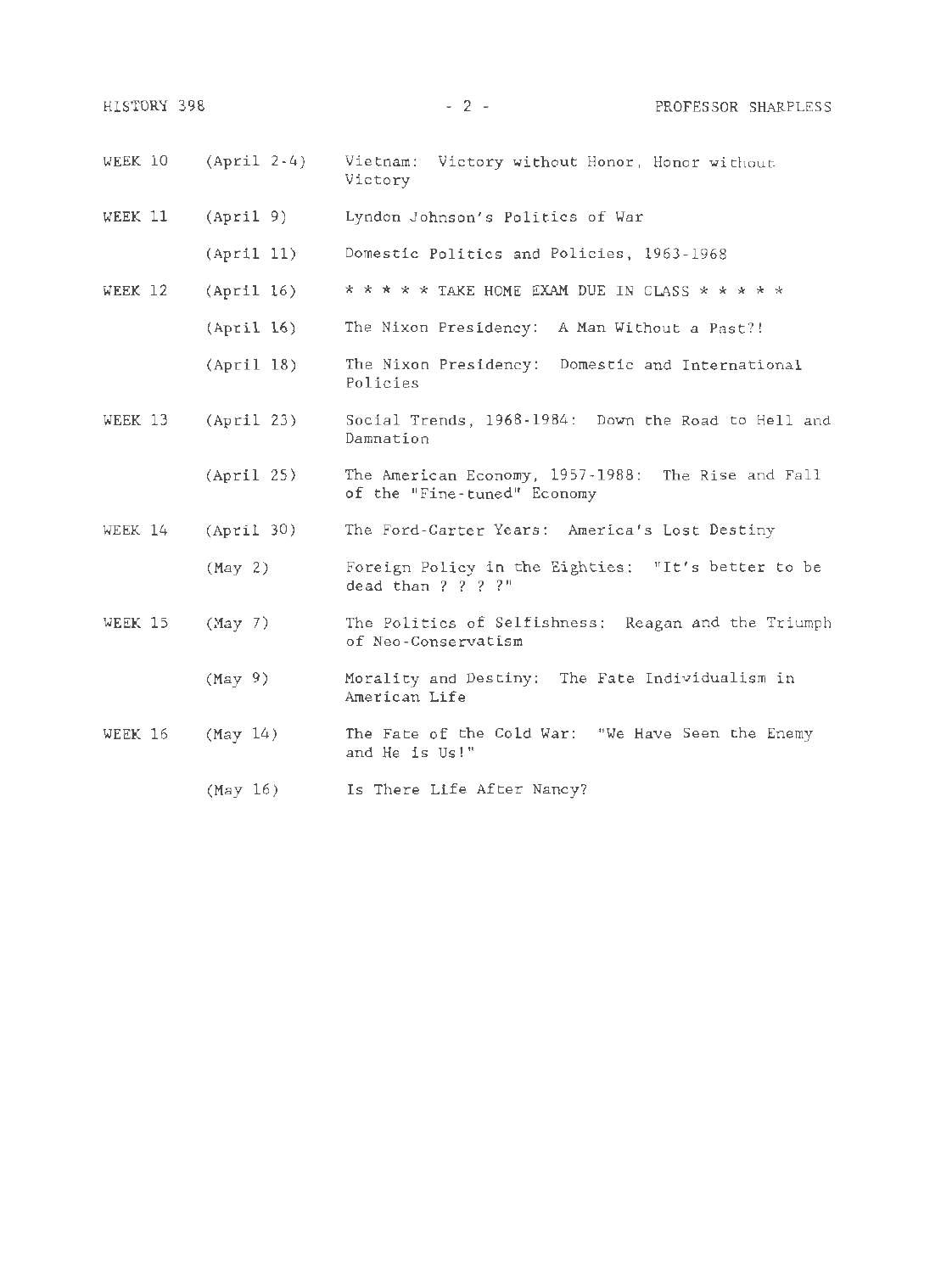| | | |
|---|---|---|
| WEEK 10 | (April 2-4) | Vietnam: Victory without Honor, Honor without Victory |
| WEEK 11 | (April 9) | Lyndon Johnson's Politics of War |
| | (April 11) | Domestic Politics and Policies, 1963-1968 |
| WEEK 12 | (April 16) | * * * * * TAKE HOME EXAM DUE IN CLASS * * * * * |
| | (April 16) | The Nixon Presidency: A Man Without a Past?! |
| | (April 18) | The Nixon Presidency: Domestic and International Policies |
| WEEK 13 | (April 23) | Social Trends, 1968-1984: Down the Road to Hell and Damnation |
| | (April 25) | The American Economy, 1957-1988: The Rise and Fall of the "Fine-tuned" Economy |
| WEEK 14 | (April 30) | The Ford-Carter Years: America's Lost Destiny |
| | (May 2) | Foreign Policy in the Eighties: "It's better to be dead than ? ? ? ?" |
| WEEK 15 | (May 7) | The Politics of Selfishness: Reagan and the Triumph of Neo-Conservatism |
| | (May 9) | Morality and Destiny: The Fate Individualism in American Life |
| WEEK 16 | (May 14) | The Fate of the Cold War: "We Have Seen the Enemy and He is Us!" |
| | (May 16) | Is There Life After Nancy? |